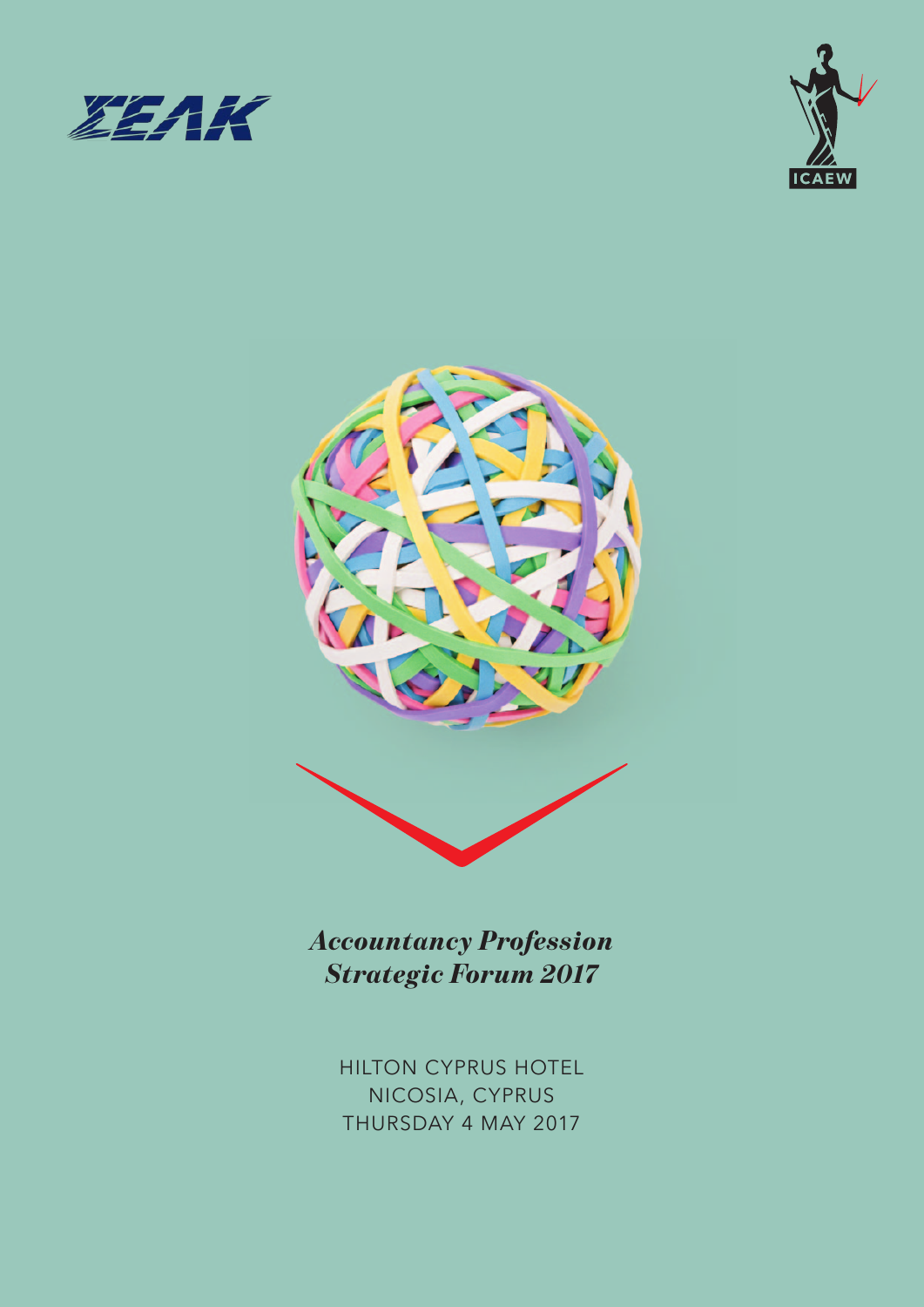ΣΕΛΚ

ICAEW

# *Accountancy Profession Strategic Forum 2017*

HILTON CYPRUS HOTEL
NICOSIA, CYPRUS
THURSDAY 4 MAY 2017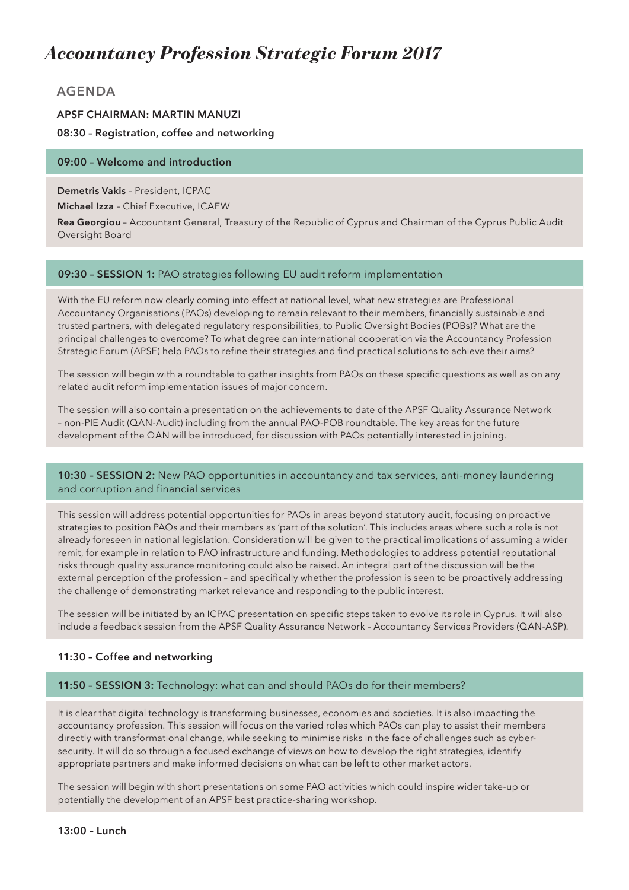# *Accountancy Profession Strategic Forum 2017*

## AGENDA

**APSF CHAIRMAN: MARTIN MANUZI**

**08:30 – Registration, coffee and networking**

### 09:00 – Welcome and introduction

**Demetris Vakis** – President, ICPAC

**Michael Izza** – Chief Executive, ICAEW

**Rea Georgiou** – Accountant General, Treasury of the Republic of Cyprus and Chairman of the Cyprus Public Audit Oversight Board

### 09:30 – SESSION 1: PAO strategies following EU audit reform implementation

With the EU reform now clearly coming into effect at national level, what new strategies are Professional Accountancy Organisations (PAOs) developing to remain relevant to their members, financially sustainable and trusted partners, with delegated regulatory responsibilities, to Public Oversight Bodies (POBs)? What are the principal challenges to overcome? To what degree can international cooperation via the Accountancy Profession Strategic Forum (APSF) help PAOs to refine their strategies and find practical solutions to achieve their aims?

The session will begin with a roundtable to gather insights from PAOs on these specific questions as well as on any related audit reform implementation issues of major concern.

The session will also contain a presentation on the achievements to date of the APSF Quality Assurance Network – non-PIE Audit (QAN-Audit) including from the annual PAO-POB roundtable. The key areas for the future development of the QAN will be introduced, for discussion with PAOs potentially interested in joining.

### 10:30 – SESSION 2: New PAO opportunities in accountancy and tax services, anti-money laundering and corruption and financial services

This session will address potential opportunities for PAOs in areas beyond statutory audit, focusing on proactive strategies to position PAOs and their members as 'part of the solution'. This includes areas where such a role is not already foreseen in national legislation. Consideration will be given to the practical implications of assuming a wider remit, for example in relation to PAO infrastructure and funding. Methodologies to address potential reputational risks through quality assurance monitoring could also be raised. An integral part of the discussion will be the external perception of the profession – and specifically whether the profession is seen to be proactively addressing the challenge of demonstrating market relevance and responding to the public interest.

The session will be initiated by an ICPAC presentation on specific steps taken to evolve its role in Cyprus. It will also include a feedback session from the APSF Quality Assurance Network – Accountancy Services Providers (QAN-ASP).

**11:30 – Coffee and networking**

### 11:50 – SESSION 3: Technology: what can and should PAOs do for their members?

It is clear that digital technology is transforming businesses, economies and societies. It is also impacting the accountancy profession. This session will focus on the varied roles which PAOs can play to assist their members directly with transformational change, while seeking to minimise risks in the face of challenges such as cyber-security. It will do so through a focused exchange of views on how to develop the right strategies, identify appropriate partners and make informed decisions on what can be left to other market actors.

The session will begin with short presentations on some PAO activities which could inspire wider take-up or potentially the development of an APSF best practice-sharing workshop.

**13:00 – Lunch**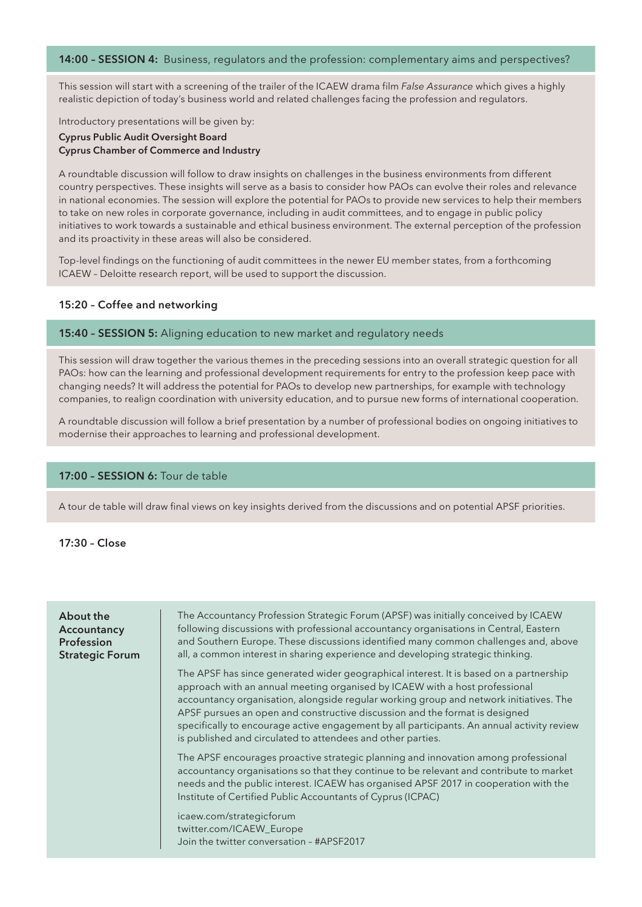## 14:00 – SESSION 4: Business, regulators and the profession: complementary aims and perspectives?

This session will start with a screening of the trailer of the ICAEW drama film *False Assurance* which gives a highly realistic depiction of today's business world and related challenges facing the profession and regulators.

Introductory presentations will be given by:

**Cyprus Public Audit Oversight Board**
**Cyprus Chamber of Commerce and Industry**

A roundtable discussion will follow to draw insights on challenges in the business environments from different country perspectives. These insights will serve as a basis to consider how PAOs can evolve their roles and relevance in national economies. The session will explore the potential for PAOs to provide new services to help their members to take on new roles in corporate governance, including in audit committees, and to engage in public policy initiatives to work towards a sustainable and ethical business environment. The external perception of the profession and its proactivity in these areas will also be considered.

Top-level findings on the functioning of audit committees in the newer EU member states, from a forthcoming ICAEW – Deloitte research report, will be used to support the discussion.

**15:20 – Coffee and networking**

## 15:40 – SESSION 5: Aligning education to new market and regulatory needs

This session will draw together the various themes in the preceding sessions into an overall strategic question for all PAOs: how can the learning and professional development requirements for entry to the profession keep pace with changing needs? It will address the potential for PAOs to develop new partnerships, for example with technology companies, to realign coordination with university education, and to pursue new forms of international cooperation.

A roundtable discussion will follow a brief presentation by a number of professional bodies on ongoing initiatives to modernise their approaches to learning and professional development.

## 17:00 – SESSION 6: Tour de table

A tour de table will draw final views on key insights derived from the discussions and on potential APSF priorities.

**17:30 – Close**

### About the Accountancy Profession Strategic Forum

The Accountancy Profession Strategic Forum (APSF) was initially conceived by ICAEW following discussions with professional accountancy organisations in Central, Eastern and Southern Europe. These discussions identified many common challenges and, above all, a common interest in sharing experience and developing strategic thinking.

The APSF has since generated wider geographical interest. It is based on a partnership approach with an annual meeting organised by ICAEW with a host professional accountancy organisation, alongside regular working group and network initiatives. The APSF pursues an open and constructive discussion and the format is designed specifically to encourage active engagement by all participants. An annual activity review is published and circulated to attendees and other parties.

The APSF encourages proactive strategic planning and innovation among professional accountancy organisations so that they continue to be relevant and contribute to market needs and the public interest. ICAEW has organised APSF 2017 in cooperation with the Institute of Certified Public Accountants of Cyprus (ICPAC)

icaew.com/strategicforum
twitter.com/ICAEW_Europe
Join the twitter conversation – #APSF2017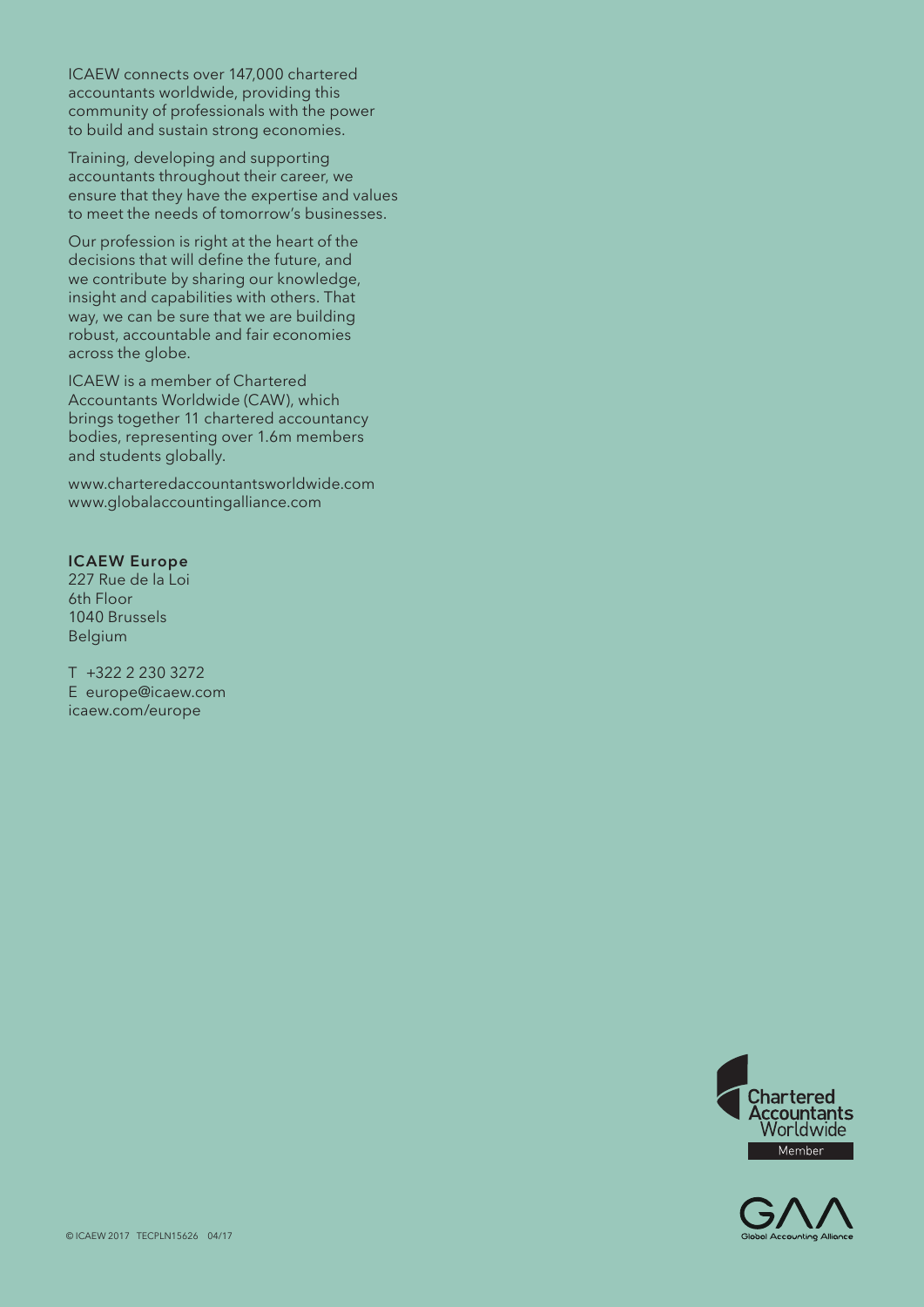ICAEW connects over 147,000 chartered accountants worldwide, providing this community of professionals with the power to build and sustain strong economies.

Training, developing and supporting accountants throughout their career, we ensure that they have the expertise and values to meet the needs of tomorrow's businesses.

Our profession is right at the heart of the decisions that will define the future, and we contribute by sharing our knowledge, insight and capabilities with others. That way, we can be sure that we are building robust, accountable and fair economies across the globe.

ICAEW is a member of Chartered Accountants Worldwide (CAW), which brings together 11 chartered accountancy bodies, representing over 1.6m members and students globally.

www.charteredaccountantsworldwide.com
www.globalaccountingalliance.com

**ICAEW Europe**
227 Rue de la Loi
6th Floor
1040 Brussels
Belgium

T +322 2 230 3272
E europe@icaew.com
icaew.com/europe

Chartered Accountants Worldwide Member

GAA Global Accounting Alliance

© ICAEW 2017 TECPLN15626 04/17